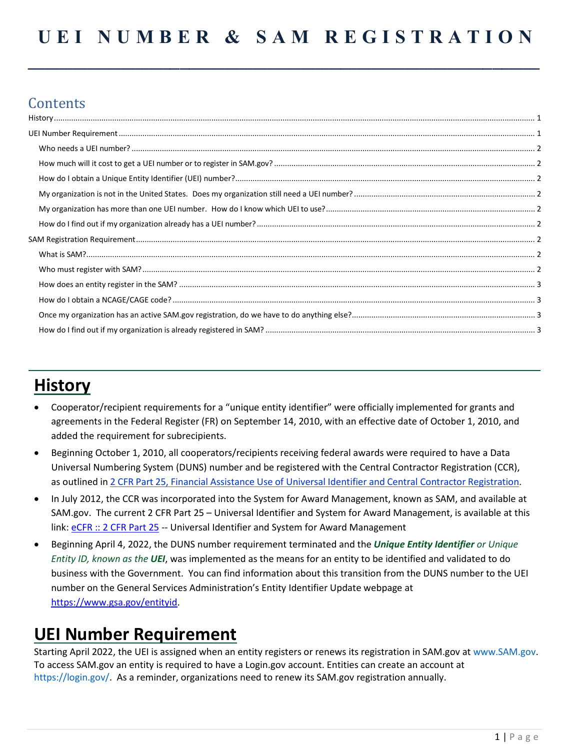# UEI NUMBER & SAM REGISTRATION

## Contents

- History ........ 1
- UEI Number Requirement ........ 1
  - Who needs a UEI number? ........ 2
  - How much will it cost to get a UEI number or to register in SAM.gov? ........ 2
  - How do I obtain a Unique Entity Identifier (UEI) number? ........ 2
  - My organization is not in the United States. Does my organization still need a UEI number? ........ 2
  - My organization has more than one UEI number. How do I know which UEI to use? ........ 2
  - How do I find out if my organization already has a UEI number? ........ 2
- SAM Registration Requirement ........ 2
  - What is SAM? ........ 2
  - Who must register with SAM? ........ 2
  - How does an entity register in the SAM? ........ 3
  - How do I obtain a NCAGE/CAGE code? ........ 3
  - Once my organization has an active SAM.gov registration, do we have to do anything else? ........ 3
  - How do I find out if my organization is already registered in SAM? ........ 3

## History

- Cooperator/recipient requirements for a "unique entity identifier" were officially implemented for grants and agreements in the Federal Register (FR) on September 14, 2010, with an effective date of October 1, 2010, and added the requirement for subrecipients.
- Beginning October 1, 2010, all cooperators/recipients receiving federal awards were required to have a Data Universal Numbering System (DUNS) number and be registered with the Central Contractor Registration (CCR), as outlined in 2 CFR Part 25, Financial Assistance Use of Universal Identifier and Central Contractor Registration.
- In July 2012, the CCR was incorporated into the System for Award Management, known as SAM, and available at SAM.gov. The current 2 CFR Part 25 – Universal Identifier and System for Award Management, is available at this link: eCFR :: 2 CFR Part 25 -- Universal Identifier and System for Award Management
- Beginning April 4, 2022, the DUNS number requirement terminated and the ***Unique Entity Identifier** or Unique Entity ID, known as the **UEI***, was implemented as the means for an entity to be identified and validated to do business with the Government. You can find information about this transition from the DUNS number to the UEI number on the General Services Administration's Entity Identifier Update webpage at https://www.gsa.gov/entityid.

## UEI Number Requirement

Starting April 2022, the UEI is assigned when an entity registers or renews its registration in SAM.gov at www.SAM.gov. To access SAM.gov an entity is required to have a Login.gov account. Entities can create an account at https://login.gov/. As a reminder, organizations need to renew its SAM.gov registration annually.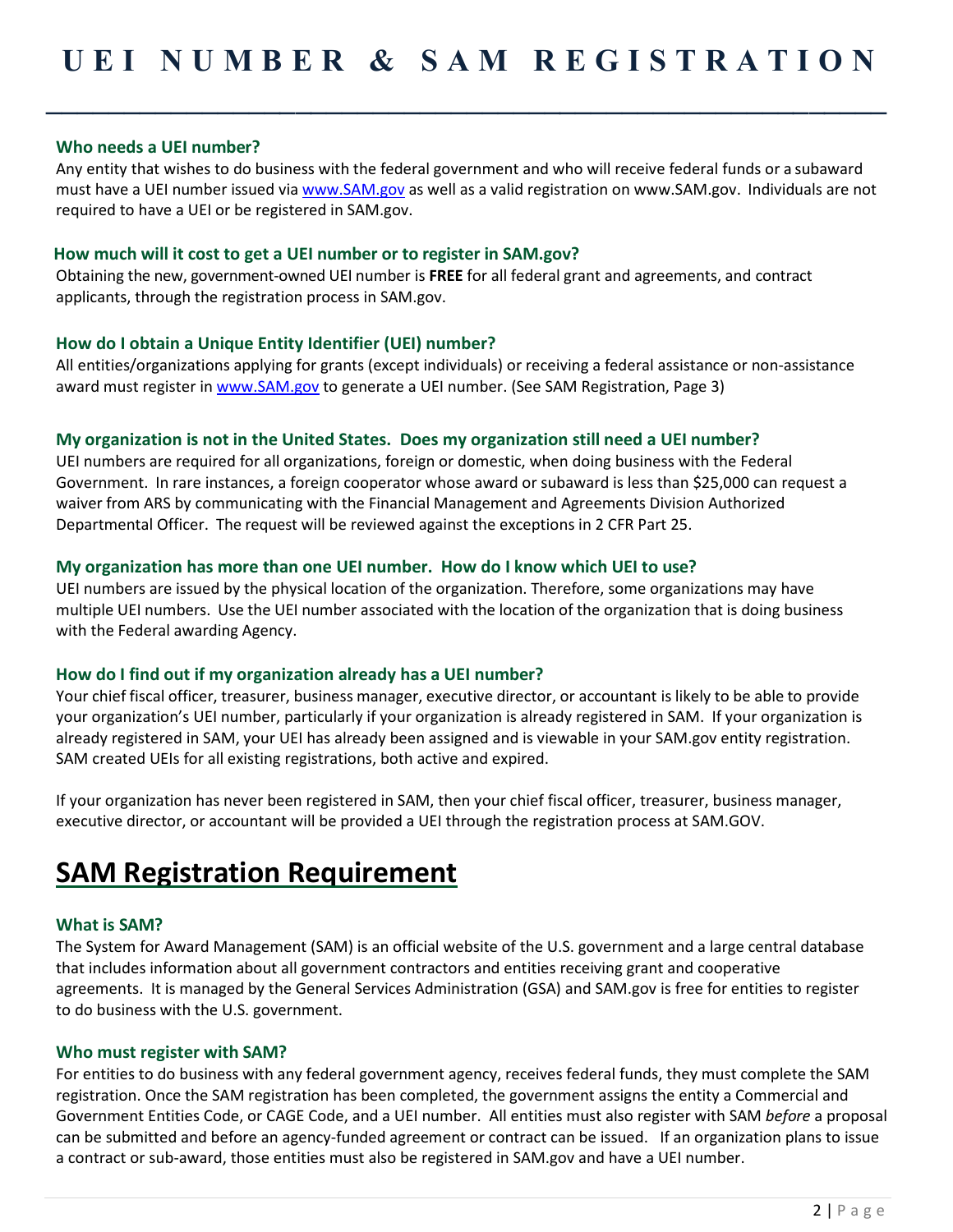// UEI NUMBER & SAM REGISTRATION

# UEI NUMBER & SAM REGISTRATION

### Who needs a UEI number?

Any entity that wishes to do business with the federal government and who will receive federal funds or a subaward must have a UEI number issued via www.SAM.gov as well as a valid registration on www.SAM.gov. Individuals are not required to have a UEI or be registered in SAM.gov.

### How much will it cost to get a UEI number or to register in SAM.gov?

Obtaining the new, government-owned UEI number is **FREE** for all federal grant and agreements, and contract applicants, through the registration process in SAM.gov.

### How do I obtain a Unique Entity Identifier (UEI) number?

All entities/organizations applying for grants (except individuals) or receiving a federal assistance or non-assistance award must register in www.SAM.gov to generate a UEI number. (See SAM Registration, Page 3)

### My organization is not in the United States. Does my organization still need a UEI number?

UEI numbers are required for all organizations, foreign or domestic, when doing business with the Federal Government. In rare instances, a foreign cooperator whose award or subaward is less than $25,000 can request a waiver from ARS by communicating with the Financial Management and Agreements Division Authorized Departmental Officer. The request will be reviewed against the exceptions in 2 CFR Part 25.

### My organization has more than one UEI number. How do I know which UEI to use?

UEI numbers are issued by the physical location of the organization. Therefore, some organizations may have multiple UEI numbers. Use the UEI number associated with the location of the organization that is doing business with the Federal awarding Agency.

### How do I find out if my organization already has a UEI number?

Your chief fiscal officer, treasurer, business manager, executive director, or accountant is likely to be able to provide your organization's UEI number, particularly if your organization is already registered in SAM. If your organization is already registered in SAM, your UEI has already been assigned and is viewable in your SAM.gov entity registration. SAM created UEIs for all existing registrations, both active and expired.

If your organization has never been registered in SAM, then your chief fiscal officer, treasurer, business manager, executive director, or accountant will be provided a UEI through the registration process at SAM.GOV.

## SAM Registration Requirement

### What is SAM?

The System for Award Management (SAM) is an official website of the U.S. government and a large central database that includes information about all government contractors and entities receiving grant and cooperative agreements. It is managed by the General Services Administration (GSA) and SAM.gov is free for entities to register to do business with the U.S. government.

### Who must register with SAM?

For entities to do business with any federal government agency, receives federal funds, they must complete the SAM registration. Once the SAM registration has been completed, the government assigns the entity a Commercial and Government Entities Code, or CAGE Code, and a UEI number. All entities must also register with SAM *before* a proposal can be submitted and before an agency-funded agreement or contract can be issued. If an organization plans to issue a contract or sub-award, those entities must also be registered in SAM.gov and have a UEI number.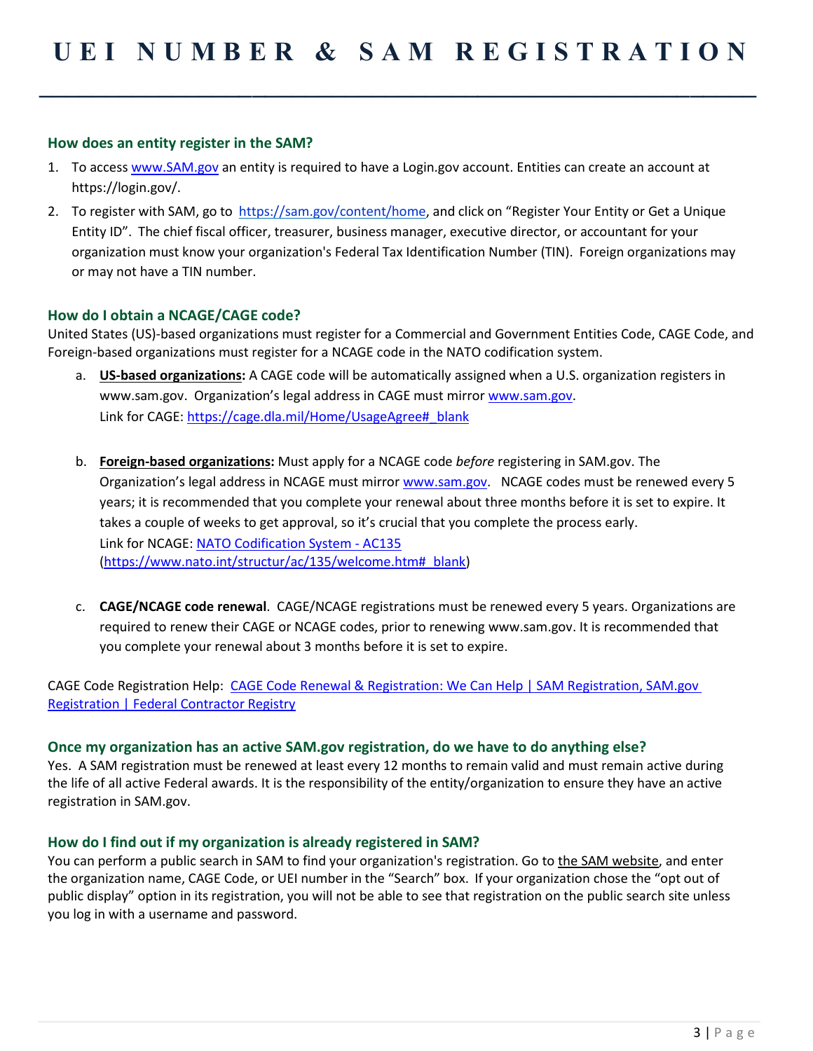# UEI NUMBER & SAM REGISTRATION

## How does an entity register in the SAM?

1. To access www.SAM.gov an entity is required to have a Login.gov account. Entities can create an account at https://login.gov/.
2. To register with SAM, go to https://sam.gov/content/home, and click on "Register Your Entity or Get a Unique Entity ID". The chief fiscal officer, treasurer, business manager, executive director, or accountant for your organization must know your organization's Federal Tax Identification Number (TIN). Foreign organizations may or may not have a TIN number.

## How do I obtain a NCAGE/CAGE code?

United States (US)-based organizations must register for a Commercial and Government Entities Code, CAGE Code, and Foreign-based organizations must register for a NCAGE code in the NATO codification system.

a. **US-based organizations:** A CAGE code will be automatically assigned when a U.S. organization registers in www.sam.gov. Organization's legal address in CAGE must mirror www.sam.gov.
   Link for CAGE: https://cage.dla.mil/Home/UsageAgree#_blank

b. **Foreign-based organizations:** Must apply for a NCAGE code *before* registering in SAM.gov. The Organization's legal address in NCAGE must mirror www.sam.gov. NCAGE codes must be renewed every 5 years; it is recommended that you complete your renewal about three months before it is set to expire. It takes a couple of weeks to get approval, so it's crucial that you complete the process early.
   Link for NCAGE: NATO Codification System - AC135 (https://www.nato.int/structur/ac/135/welcome.htm#_blank)

c. **CAGE/NCAGE code renewal**. CAGE/NCAGE registrations must be renewed every 5 years. Organizations are required to renew their CAGE or NCAGE codes, prior to renewing www.sam.gov. It is recommended that you complete your renewal about 3 months before it is set to expire.

CAGE Code Registration Help: CAGE Code Renewal & Registration: We Can Help | SAM Registration, SAM.gov Registration | Federal Contractor Registry

## Once my organization has an active SAM.gov registration, do we have to do anything else?

Yes. A SAM registration must be renewed at least every 12 months to remain valid and must remain active during the life of all active Federal awards. It is the responsibility of the entity/organization to ensure they have an active registration in SAM.gov.

## How do I find out if my organization is already registered in SAM?

You can perform a public search in SAM to find your organization's registration. Go to the SAM website, and enter the organization name, CAGE Code, or UEI number in the "Search" box. If your organization chose the "opt out of public display" option in its registration, you will not be able to see that registration on the public search site unless you log in with a username and password.